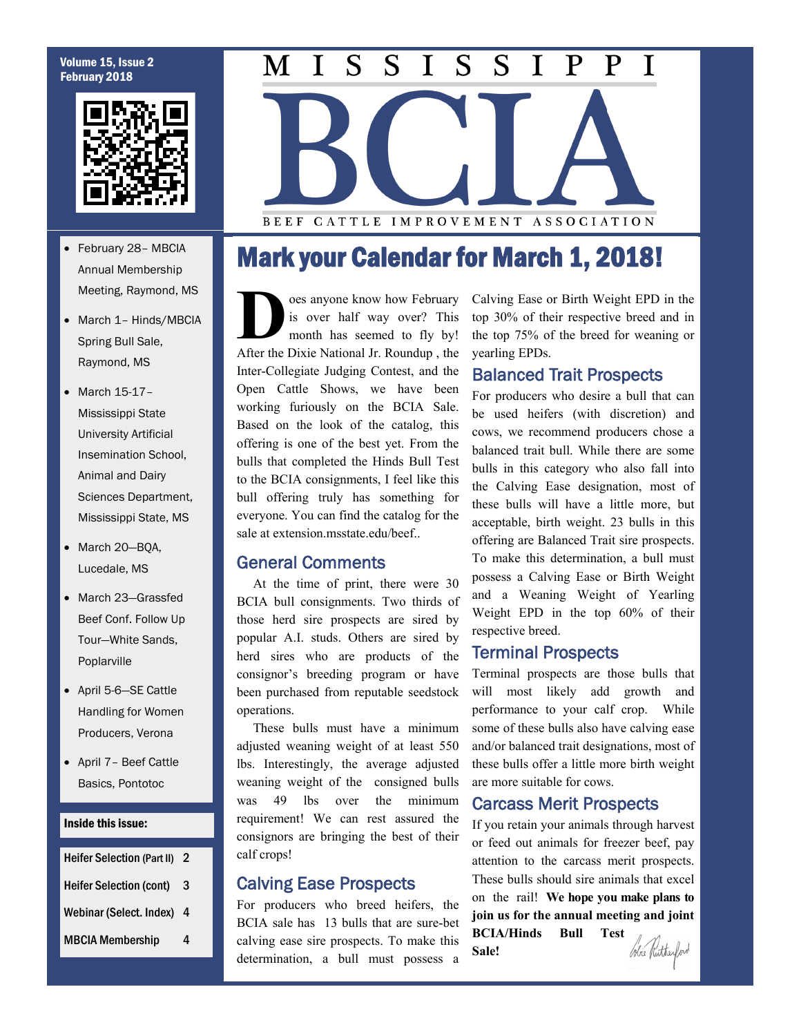# MISSISSIPPI BCIA

BEEF CATTLE IMPROVEMENT ASSOCIATION

- February 28– MBCIA Annual Membership Meeting, Raymond, MS
- March 1– Hinds/MBCIA Spring Bull Sale, Raymond, MS
- March 15-17– Mississippi State University Artificial Insemination School, Animal and Dairy Sciences Department, Mississippi State, MS
- March 20—BQA, Lucedale, MS
- March 23—Grassfed Beef Conf. Follow Up Tour—White Sands, Poplarville
- April 5-6—SE Cattle Handling for Women Producers, Verona
- April 7– Beef Cattle Basics, Pontotoc

**Inside this issue:**

| | |
|---|---|
| Heifer Selection (Part II) | 2 |
| Heifer Selection (cont) | 3 |
| Webinar (Select. Index) | 4 |
| MBCIA Membership | 4 |

## Mark your Calendar for March 1, 2018!

Does anyone know how February is over half way over? This month has seemed to fly by! After the Dixie National Jr. Roundup , the Inter-Collegiate Judging Contest, and the Open Cattle Shows, we have been working furiously on the BCIA Sale. Based on the look of the catalog, this offering is one of the best yet. From the bulls that completed the Hinds Bull Test to the BCIA consignments, I feel like this bull offering truly has something for everyone. You can find the catalog for the sale at extension.msstate.edu/beef..

### General Comments

At the time of print, there were 30 BCIA bull consignments. Two thirds of those herd sire prospects are sired by popular A.I. studs. Others are sired by herd sires who are products of the consignor's breeding program or have been purchased from reputable seedstock operations.

These bulls must have a minimum adjusted weaning weight of at least 550 lbs. Interestingly, the average adjusted weaning weight of the consigned bulls was 49 lbs over the minimum requirement! We can rest assured the consignors are bringing the best of their calf crops!

### Calving Ease Prospects

For producers who breed heifers, the BCIA sale has 13 bulls that are sure-bet calving ease sire prospects. To make this determination, a bull must possess a Calving Ease or Birth Weight EPD in the top 30% of their respective breed and in the top 75% of the breed for weaning or yearling EPDs.

### Balanced Trait Prospects

For producers who desire a bull that can be used heifers (with discretion) and cows, we recommend producers chose a balanced trait bull. While there are some bulls in this category who also fall into the Calving Ease designation, most of these bulls will have a little more, but acceptable, birth weight. 23 bulls in this offering are Balanced Trait sire prospects. To make this determination, a bull must possess a Calving Ease or Birth Weight and a Weaning Weight of Yearling Weight EPD in the top 60% of their respective breed.

### Terminal Prospects

Terminal prospects are those bulls that will most likely add growth and performance to your calf crop. While some of these bulls also have calving ease and/or balanced trait designations, most of these bulls offer a little more birth weight are more suitable for cows.

### Carcass Merit Prospects

If you retain your animals through harvest or feed out animals for freezer beef, pay attention to the carcass merit prospects. These bulls should sire animals that excel on the rail! **We hope you make plans to join us for the annual meeting and joint BCIA/Hinds Bull Test Sale!**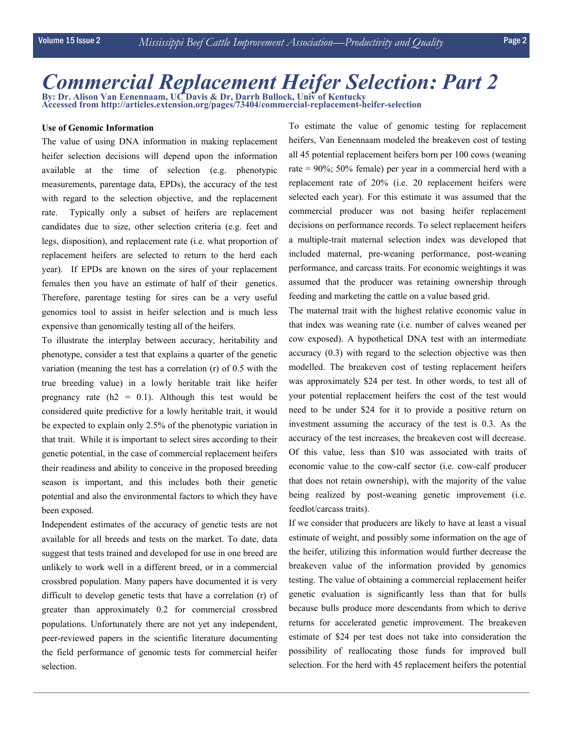# Commercial Replacement Heifer Selection: Part 2

**By: Dr. Alison Van Eenennaam, UC Davis & Dr, Darrh Bullock, Univ of Kentucky**
**Accessed from http://articles.extension.org/pages/73404/commercial-replacement-heifer-selection**

**Use of Genomic Information**

The value of using DNA information in making replacement heifer selection decisions will depend upon the information available at the time of selection (e.g. phenotypic measurements, parentage data, EPDs), the accuracy of the test with regard to the selection objective, and the replacement rate. Typically only a subset of heifers are replacement candidates due to size, other selection criteria (e.g. feet and legs, disposition), and replacement rate (i.e. what proportion of replacement heifers are selected to return to the herd each year). If EPDs are known on the sires of your replacement females then you have an estimate of half of their genetics. Therefore, parentage testing for sires can be a very useful genomics tool to assist in heifer selection and is much less expensive than genomically testing all of the heifers.

To illustrate the interplay between accuracy, heritability and phenotype, consider a test that explains a quarter of the genetic variation (meaning the test has a correlation (r) of 0.5 with the true breeding value) in a lowly heritable trait like heifer pregnancy rate ($h2 = 0.1$). Although this test would be considered quite predictive for a lowly heritable trait, it would be expected to explain only 2.5% of the phenotypic variation in that trait. While it is important to select sires according to their genetic potential, in the case of commercial replacement heifers their readiness and ability to conceive in the proposed breeding season is important, and this includes both their genetic potential and also the environmental factors to which they have been exposed.

Independent estimates of the accuracy of genetic tests are not available for all breeds and tests on the market. To date, data suggest that tests trained and developed for use in one breed are unlikely to work well in a different breed, or in a commercial crossbred population. Many papers have documented it is very difficult to develop genetic tests that have a correlation (r) of greater than approximately 0.2 for commercial crossbred populations. Unfortunately there are not yet any independent, peer-reviewed papers in the scientific literature documenting the field performance of genomic tests for commercial heifer selection.

To estimate the value of genomic testing for replacement heifers, Van Eenennaam modeled the breakeven cost of testing all 45 potential replacement heifers born per 100 cows (weaning rate = 90%; 50% female) per year in a commercial herd with a replacement rate of 20% (i.e. 20 replacement heifers were selected each year). For this estimate it was assumed that the commercial producer was not basing heifer replacement decisions on performance records. To select replacement heifers a multiple-trait maternal selection index was developed that included maternal, pre-weaning performance, post-weaning performance, and carcass traits. For economic weightings it was assumed that the producer was retaining ownership through feeding and marketing the cattle on a value based grid.

The maternal trait with the highest relative economic value in that index was weaning rate (i.e. number of calves weaned per cow exposed). A hypothetical DNA test with an intermediate accuracy (0.3) with regard to the selection objective was then modelled. The breakeven cost of testing replacement heifers was approximately $24 per test. In other words, to test all of your potential replacement heifers the cost of the test would need to be under $24 for it to provide a positive return on investment assuming the accuracy of the test is 0.3. As the accuracy of the test increases, the breakeven cost will decrease. Of this value, less than $10 was associated with traits of economic value to the cow-calf sector (i.e. cow-calf producer that does not retain ownership), with the majority of the value being realized by post-weaning genetic improvement (i.e. feedlot/carcass traits).

If we consider that producers are likely to have at least a visual estimate of weight, and possibly some information on the age of the heifer, utilizing this information would further decrease the breakeven value of the information provided by genomics testing. The value of obtaining a commercial replacement heifer genetic evaluation is significantly less than that for bulls because bulls produce more descendants from which to derive returns for accelerated genetic improvement. The breakeven estimate of $24 per test does not take into consideration the possibility of reallocating those funds for improved bull selection. For the herd with 45 replacement heifers the potential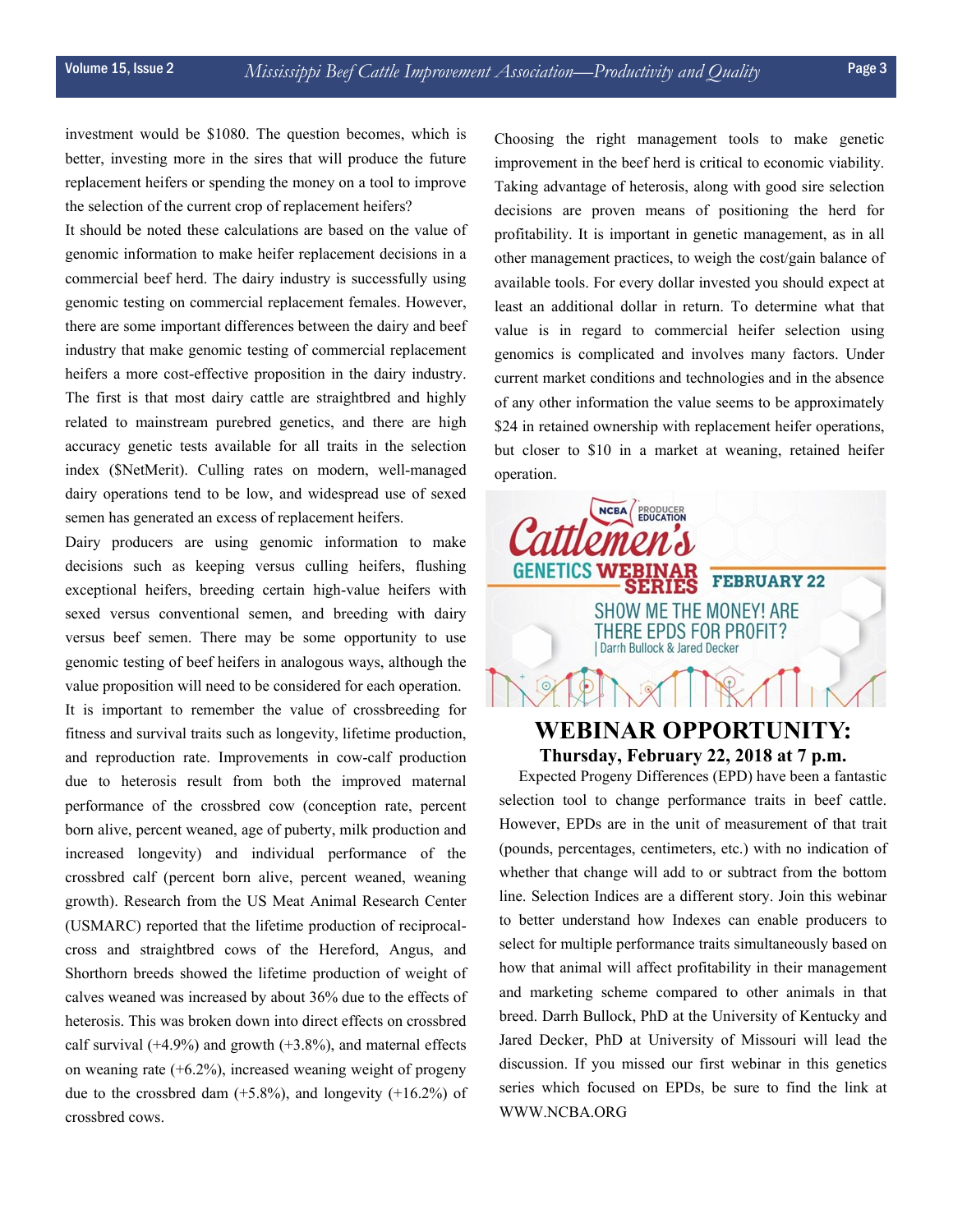investment would be $1080. The question becomes, which is better, investing more in the sires that will produce the future replacement heifers or spending the money on a tool to improve the selection of the current crop of replacement heifers?

It should be noted these calculations are based on the value of genomic information to make heifer replacement decisions in a commercial beef herd. The dairy industry is successfully using genomic testing on commercial replacement females. However, there are some important differences between the dairy and beef industry that make genomic testing of commercial replacement heifers a more cost-effective proposition in the dairy industry. The first is that most dairy cattle are straightbred and highly related to mainstream purebred genetics, and there are high accuracy genetic tests available for all traits in the selection index ($NetMerit). Culling rates on modern, well-managed dairy operations tend to be low, and widespread use of sexed semen has generated an excess of replacement heifers.

Dairy producers are using genomic information to make decisions such as keeping versus culling heifers, flushing exceptional heifers, breeding certain high-value heifers with sexed versus conventional semen, and breeding with dairy versus beef semen. There may be some opportunity to use genomic testing of beef heifers in analogous ways, although the value proposition will need to be considered for each operation.

It is important to remember the value of crossbreeding for fitness and survival traits such as longevity, lifetime production, and reproduction rate. Improvements in cow-calf production due to heterosis result from both the improved maternal performance of the crossbred cow (conception rate, percent born alive, percent weaned, age of puberty, milk production and increased longevity) and individual performance of the crossbred calf (percent born alive, percent weaned, weaning growth). Research from the US Meat Animal Research Center (USMARC) reported that the lifetime production of reciprocal-cross and straightbred cows of the Hereford, Angus, and Shorthorn breeds showed the lifetime production of weight of calves weaned was increased by about 36% due to the effects of heterosis. This was broken down into direct effects on crossbred calf survival (+4.9%) and growth (+3.8%), and maternal effects on weaning rate (+6.2%), increased weaning weight of progeny due to the crossbred dam (+5.8%), and longevity (+16.2%) of crossbred cows.

Choosing the right management tools to make genetic improvement in the beef herd is critical to economic viability. Taking advantage of heterosis, along with good sire selection decisions are proven means of positioning the herd for profitability. It is important in genetic management, as in all other management practices, to weigh the cost/gain balance of available tools. For every dollar invested you should expect at least an additional dollar in return. To determine what that value is in regard to commercial heifer selection using genomics is complicated and involves many factors. Under current market conditions and technologies and in the absence of any other information the value seems to be approximately $24 in retained ownership with replacement heifer operations, but closer to $10 in a market at weaning, retained heifer operation.

NCBA PRODUCER EDUCATION

Cattlemen's GENETICS WEBINAR SERIES — FEBRUARY 22

SHOW ME THE MONEY! ARE THERE EPDS FOR PROFIT?
| Darrh Bullock & Jared Decker

## WEBINAR OPPORTUNITY:

**Thursday, February 22, 2018 at 7 p.m.**

Expected Progeny Differences (EPD) have been a fantastic selection tool to change performance traits in beef cattle. However, EPDs are in the unit of measurement of that trait (pounds, percentages, centimeters, etc.) with no indication of whether that change will add to or subtract from the bottom line. Selection Indices are a different story. Join this webinar to better understand how Indexes can enable producers to select for multiple performance traits simultaneously based on how that animal will affect profitability in their management and marketing scheme compared to other animals in that breed. Darrh Bullock, PhD at the University of Kentucky and Jared Decker, PhD at University of Missouri will lead the discussion. If you missed our first webinar in this genetics series which focused on EPDs, be sure to find the link at WWW.NCBA.ORG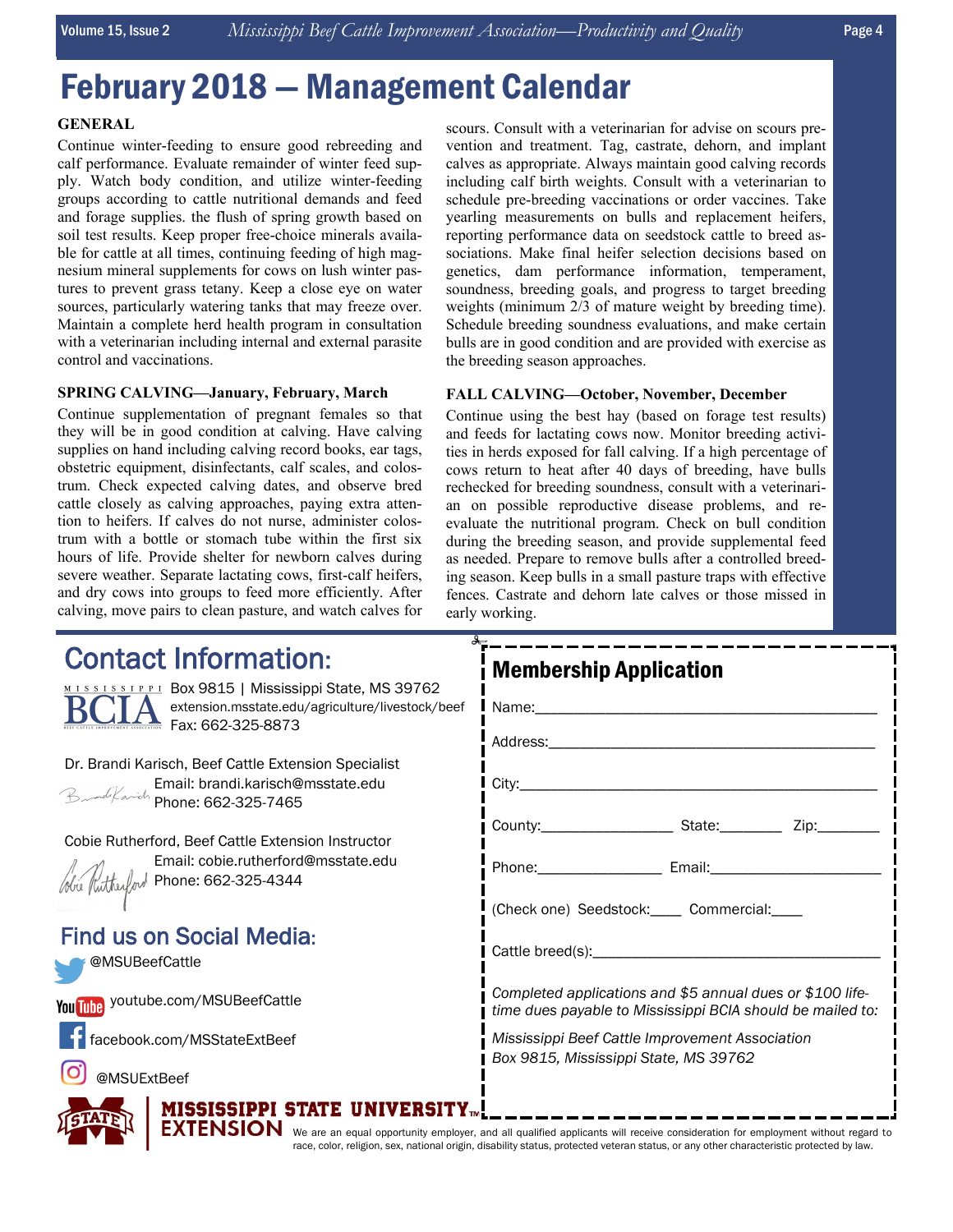# February 2018 — Management Calendar

**GENERAL**

Continue winter-feeding to ensure good rebreeding and calf performance. Evaluate remainder of winter feed supply. Watch body condition, and utilize winter-feeding groups according to cattle nutritional demands and feed and forage supplies. the flush of spring growth based on soil test results. Keep proper free-choice minerals available for cattle at all times, continuing feeding of high magnesium mineral supplements for cows on lush winter pastures to prevent grass tetany. Keep a close eye on water sources, particularly watering tanks that may freeze over. Maintain a complete herd health program in consultation with a veterinarian including internal and external parasite control and vaccinations.

**SPRING CALVING—January, February, March**

Continue supplementation of pregnant females so that they will be in good condition at calving. Have calving supplies on hand including calving record books, ear tags, obstetric equipment, disinfectants, calf scales, and colostrum. Check expected calving dates, and observe bred cattle closely as calving approaches, paying extra attention to heifers. If calves do not nurse, administer colostrum with a bottle or stomach tube within the first six hours of life. Provide shelter for newborn calves during severe weather. Separate lactating cows, first-calf heifers, and dry cows into groups to feed more efficiently. After calving, move pairs to clean pasture, and watch calves for scours. Consult with a veterinarian for advise on scours prevention and treatment. Tag, castrate, dehorn, and implant calves as appropriate. Always maintain good calving records including calf birth weights. Consult with a veterinarian to schedule pre-breeding vaccinations or order vaccines. Take yearling measurements on bulls and replacement heifers, reporting performance data on seedstock cattle to breed associations. Make final heifer selection decisions based on genetics, dam performance information, temperament, soundness, breeding goals, and progress to target breeding weights (minimum 2/3 of mature weight by breeding time). Schedule breeding soundness evaluations, and make certain bulls are in good condition and are provided with exercise as the breeding season approaches.

**FALL CALVING—October, November, December**

Continue using the best hay (based on forage test results) and feeds for lactating cows now. Monitor breeding activities in herds exposed for fall calving. If a high percentage of cows return to heat after 40 days of breeding, have bulls rechecked for breeding soundness, consult with a veterinarian on possible reproductive disease problems, and re-evaluate the nutritional program. Check on bull condition during the breeding season, and provide supplemental feed as needed. Prepare to remove bulls after a controlled breeding season. Keep bulls in a small pasture traps with effective fences. Castrate and dehorn late calves or those missed in early working.

## Contact Information:

Mississippi BCIA
Box 9815 | Mississippi State, MS 39762
extension.msstate.edu/agriculture/livestock/beef
Fax: 662-325-8873

Dr. Brandi Karisch, Beef Cattle Extension Specialist
Email: brandi.karisch@msstate.edu
Phone: 662-325-7465

Cobie Rutherford, Beef Cattle Extension Instructor
Email: cobie.rutherford@msstate.edu
Phone: 662-325-4344

## Find us on Social Media:

@MSUBeefCattle

youtube.com/MSUBeefCattle

facebook.com/MSStateExtBeef

@MSUExtBeef

## Membership Application

Name:\_\_\_\_\_\_\_\_\_\_\_\_\_\_\_\_\_\_\_\_\_\_\_\_\_\_\_\_\_\_\_\_\_\_\_\_\_\_\_\_

Address:\_\_\_\_\_\_\_\_\_\_\_\_\_\_\_\_\_\_\_\_\_\_\_\_\_\_\_\_\_\_\_\_\_\_\_\_\_\_

City:\_\_\_\_\_\_\_\_\_\_\_\_\_\_\_\_\_\_\_\_\_\_\_\_\_\_\_\_\_\_\_\_\_\_\_\_\_\_\_\_\_

County:\_\_\_\_\_\_\_\_\_\_\_\_\_\_\_ State:\_\_\_\_\_\_\_ Zip:\_\_\_\_\_\_\_

Phone:\_\_\_\_\_\_\_\_\_\_\_\_\_\_\_ Email:\_\_\_\_\_\_\_\_\_\_\_\_\_\_\_\_\_\_\_\_

(Check one) Seedstock:\_\_\_\_ Commercial:\_\_\_\_

Cattle breed(s):\_\_\_\_\_\_\_\_\_\_\_\_\_\_\_\_\_\_\_\_\_\_\_\_\_\_\_\_\_\_\_\_\_

*Completed applications and $5 annual dues or $100 lifetime dues payable to Mississippi BCIA should be mailed to:*

*Mississippi Beef Cattle Improvement Association*
*Box 9815, Mississippi State, MS 39762*

MISSISSIPPI STATE UNIVERSITY™ EXTENSION

We are an equal opportunity employer, and all qualified applicants will receive consideration for employment without regard to race, color, religion, sex, national origin, disability status, protected veteran status, or any other characteristic protected by law.